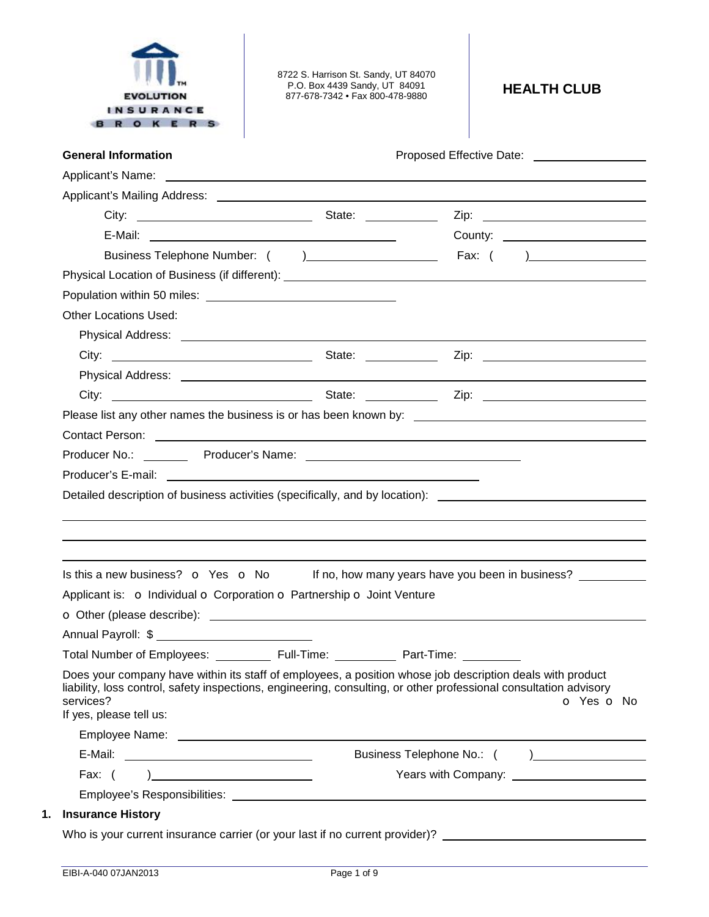EVOLUTION INSURANCE BROKERS

8722 S. Harrison St. Sandy, UT 84070
P.O. Box 4439 Sandy, UT 84091
877-678-7342 • Fax 800-478-9880

# HEALTH CLUB

**General Information** Proposed Effective Date: ______________

Applicant's Name: ______________________________________________

Applicant's Mailing Address: ______________________________________________

City: ______________ State: ________ Zip: ______________

E-Mail: ______________________ County: ______________

Business Telephone Number: ( ) ______________ Fax: ( ) ______________

Physical Location of Business (if different): ______________________________

Population within 50 miles: ______________

Other Locations Used:

Physical Address: ______________________________________________

City: ______________ State: ________ Zip: ______________

Physical Address: ______________________________________________

City: ______________ State: ________ Zip: ______________

Please list any other names the business is or has been known by: ______________

Contact Person: ______________________________________________

Producer No.: ______ Producer's Name: ______________________

Producer's E-mail: ______________________________

Detailed description of business activities (specifically, and by location): ______________

______________________________________________

______________________________________________

______________________________________________

Is this a new business? o Yes o No If no, how many years have you been in business? ________

Applicant is: o Individual o Corporation o Partnership o Joint Venture

o Other (please describe): ______________________________________________

Annual Payroll: $ ______________

Total Number of Employees: ________ Full-Time: ________ Part-Time: ________

Does your company have within its staff of employees, a position whose job description deals with product liability, loss control, safety inspections, engineering, consulting, or other professional consultation advisory services? o Yes o No

If yes, please tell us:

Employee Name: ______________________________________________

E-Mail: ______________________ Business Telephone No.: ( ) ______________

Fax: ( ) ______________________ Years with Company: ______________

Employee's Responsibilities: ______________________________________________

## 1. Insurance History

Who is your current insurance carrier (or your last if no current provider)? ______________

EIBI-A-040 07JAN2013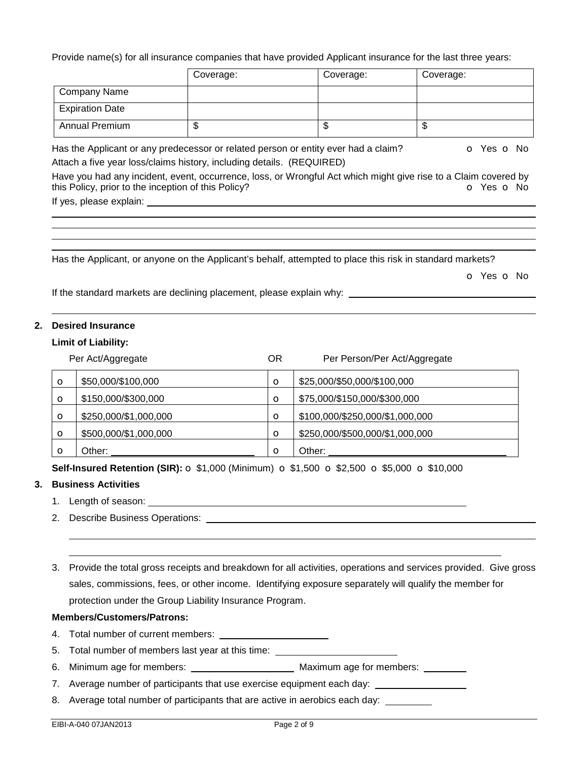Provide name(s) for all insurance companies that have provided Applicant insurance for the last three years:

| | Coverage: | Coverage: | Coverage: |
|---|---|---|---|
| Company Name | | | |
| Expiration Date | | | |
| Annual Premium | $ | $ | $ |

Has the Applicant or any predecessor or related person or entity ever had a claim? o Yes o No

Attach a five year loss/claims history, including details. (REQUIRED)

Have you had any incident, event, occurrence, loss, or Wrongful Act which might give rise to a Claim covered by this Policy, prior to the inception of this Policy? o Yes o No

If yes, please explain: ______________________________

Has the Applicant, or anyone on the Applicant's behalf, attempted to place this risk in standard markets?

o Yes o No

If the standard markets are declining placement, please explain why: ______________________________

## 2. Desired Insurance

**Limit of Liability:**

| | Per Act/Aggregate | OR | Per Person/Per Act/Aggregate |
|---|---|---|---|
| o | $50,000/$100,000 | o | $25,000/$50,000/$100,000 |
| o | $150,000/$300,000 | o | $75,000/$150,000/$300,000 |
| o | $250,000/$1,000,000 | o | $100,000/$250,000/$1,000,000 |
| o | $500,000/$1,000,000 | o | $250,000/$500,000/$1,000,000 |
| o | Other: ______________ | o | Other: ______________ |

**Self-Insured Retention (SIR):** o $1,000 (Minimum) o $1,500 o $2,500 o $5,000 o $10,000

## 3. Business Activities

1. Length of season: ______________________________
2. Describe Business Operations: ______________________________
3. Provide the total gross receipts and breakdown for all activities, operations and services provided. Give gross sales, commissions, fees, or other income. Identifying exposure separately will qualify the member for protection under the Group Liability Insurance Program.

**Members/Customers/Patrons:**

4. Total number of current members: ______________
5. Total number of members last year at this time: ______________
6. Minimum age for members: ______________ Maximum age for members: ________
7. Average number of participants that use exercise equipment each day: ______________
8. Average total number of participants that are active in aerobics each day: ________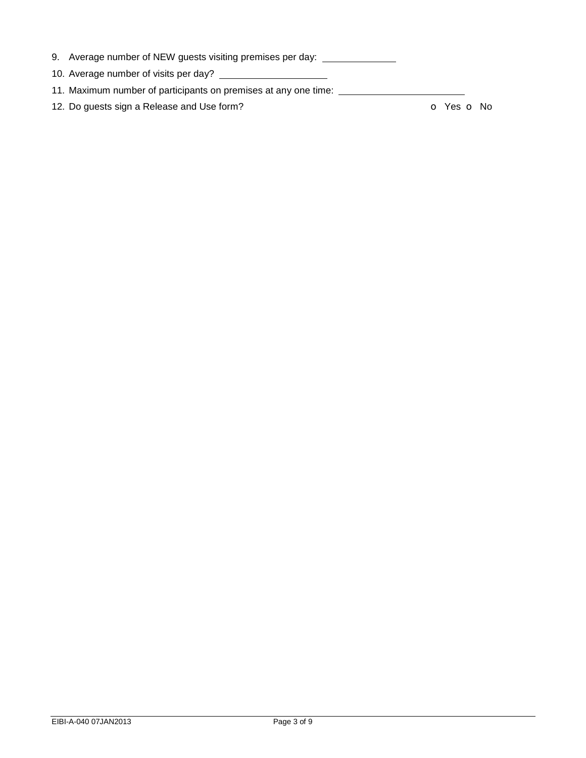9. Average number of NEW guests visiting premises per day: \_\_\_\_\_\_\_\_\_\_\_\_\_\_

10. Average number of visits per day? \_\_\_\_\_\_\_\_\_\_\_\_\_\_\_\_\_\_\_\_

11. Maximum number of participants on premises at any one time: \_\_\_\_\_\_\_\_\_\_\_\_\_\_\_\_\_\_\_\_\_\_\_

12. Do guests sign a Release and Use form? o Yes o No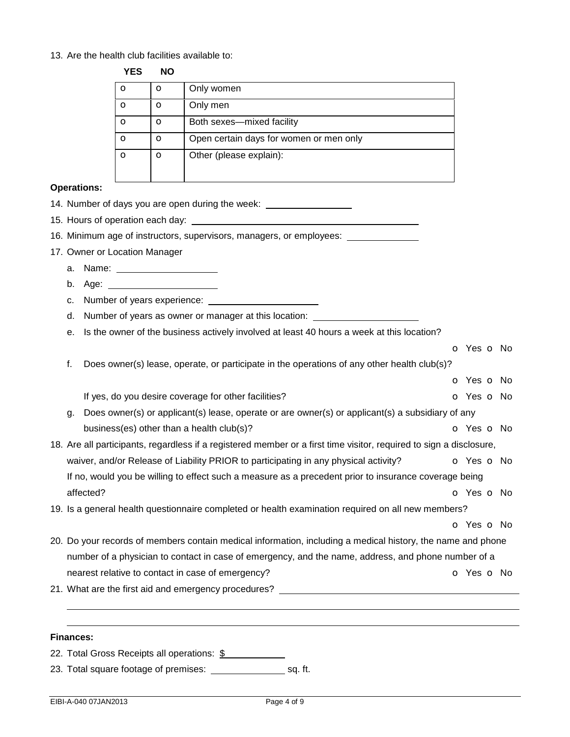13. Are the health club facilities available to:

| YES | NO | |
|---|---|---|
| o | o | Only women |
| o | o | Only men |
| o | o | Both sexes—mixed facility |
| o | o | Open certain days for women or men only |
| o | o | Other (please explain): |

**Operations:**

14. Number of days you are open during the week: ________________

15. Hours of operation each day: ________________________________________

16. Minimum age of instructors, supervisors, managers, or employees: ____________

17. Owner or Location Manager
    a. Name: __________________
    b. Age: ____________________
    c. Number of years experience: ____________________
    d. Number of years as owner or manager at this location: ___________________
    e. Is the owner of the business actively involved at least 40 hours a week at this location? o Yes o No
    f. Does owner(s) lease, operate, or participate in the operations of any other health club(s)? o Yes o No
       If yes, do you desire coverage for other facilities? o Yes o No
    g. Does owner(s) or applicant(s) lease, operate or are owner(s) or applicant(s) a subsidiary of any business(es) other than a health club(s)? o Yes o No

18. Are all participants, regardless if a registered member or a first time visitor, required to sign a disclosure, waiver, and/or Release of Liability PRIOR to participating in any physical activity? o Yes o No
    If no, would you be willing to effect such a measure as a precedent prior to insurance coverage being affected? o Yes o No

19. Is a general health questionnaire completed or health examination required on all new members? o Yes o No

20. Do your records of members contain medical information, including a medical history, the name and phone number of a physician to contact in case of emergency, and the name, address, and phone number of a nearest relative to contact in case of emergency? o Yes o No

21. What are the first aid and emergency procedures? ________________________________________

________________________________________________________________________________

________________________________________________________________________________

**Finances:**

22. Total Gross Receipts all operations: $___________

23. Total square footage of premises: ______________ sq. ft.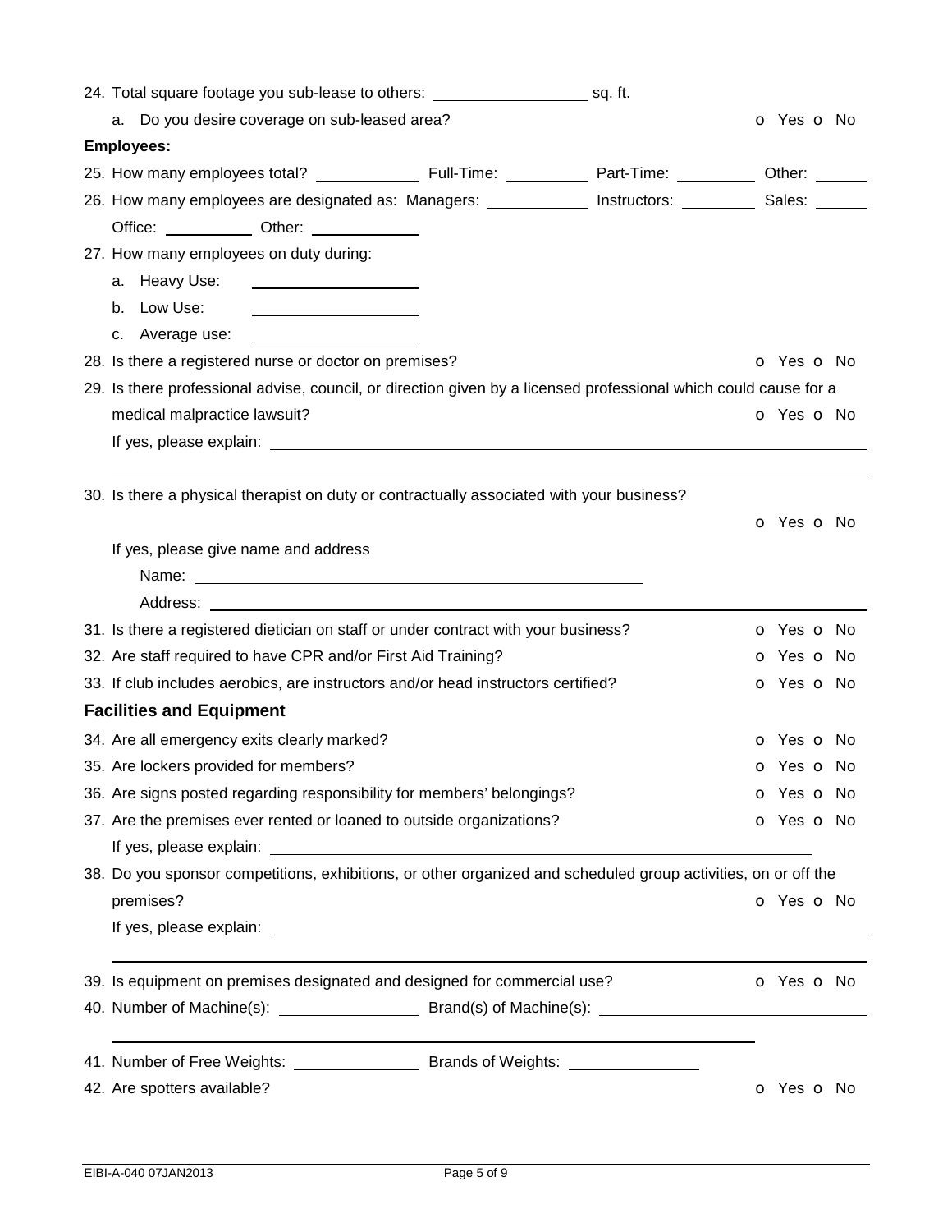24. Total square footage you sub-lease to others: ________________ sq. ft.

    a. Do you desire coverage on sub-leased area? o Yes o No

**Employees:**

25. How many employees total? __________ Full-Time: __________ Part-Time: __________ Other: ______

26. How many employees are designated as: Managers: __________ Instructors: __________ Sales: ______ Office: __________ Other: __________

27. How many employees on duty during:

    a. Heavy Use: __________________

    b. Low Use: __________________

    c. Average use: __________________

28. Is there a registered nurse or doctor on premises? o Yes o No

29. Is there professional advise, council, or direction given by a licensed professional which could cause for a medical malpractice lawsuit? o Yes o No

    If yes, please explain: ______________________________________________

30. Is there a physical therapist on duty or contractually associated with your business? o Yes o No

    If yes, please give name and address

    Name: ______________________________________________

    Address: ______________________________________________

31. Is there a registered dietician on staff or under contract with your business? o Yes o No

32. Are staff required to have CPR and/or First Aid Training? o Yes o No

33. If club includes aerobics, are instructors and/or head instructors certified? o Yes o No

**Facilities and Equipment**

34. Are all emergency exits clearly marked? o Yes o No

35. Are lockers provided for members? o Yes o No

36. Are signs posted regarding responsibility for members' belongings? o Yes o No

37. Are the premises ever rented or loaned to outside organizations? o Yes o No

    If yes, please explain: ______________________________________________

38. Do you sponsor competitions, exhibitions, or other organized and scheduled group activities, on or off the premises? o Yes o No

    If yes, please explain: ______________________________________________

39. Is equipment on premises designated and designed for commercial use? o Yes o No

40. Number of Machine(s): ______________ Brand(s) of Machine(s): ______________________________

41. Number of Free Weights: ______________ Brands of Weights: ______________

42. Are spotters available? o Yes o No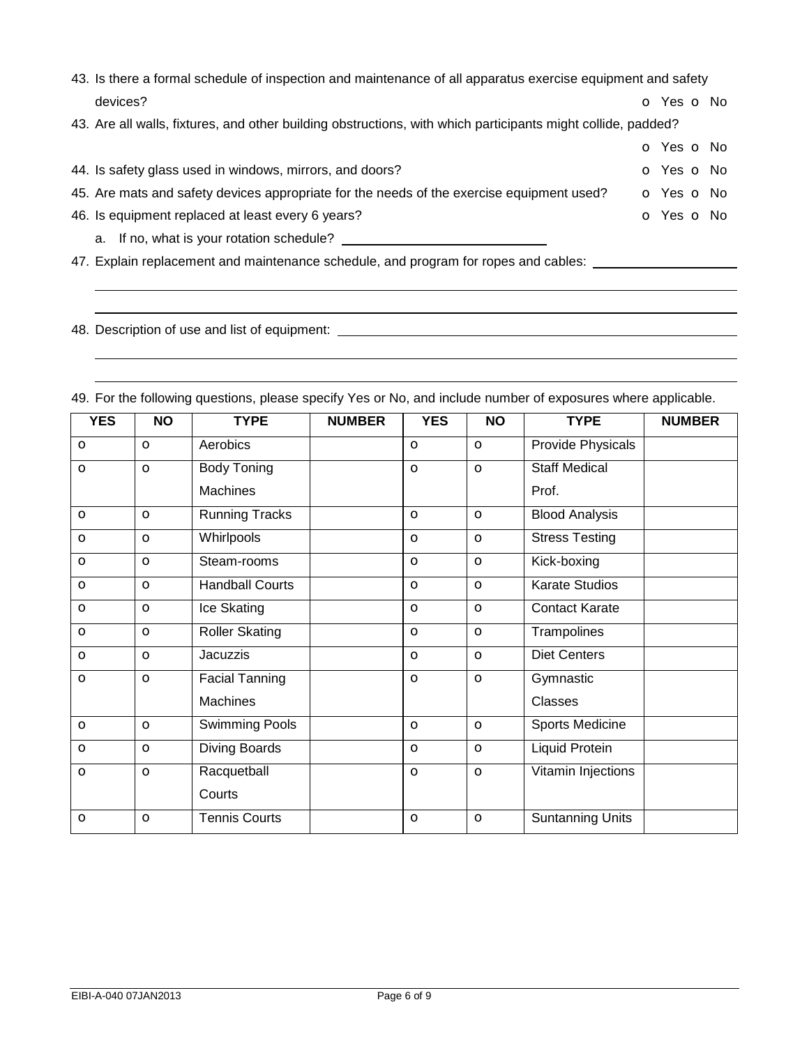43. Is there a formal schedule of inspection and maintenance of all apparatus exercise equipment and safety devices? o Yes o No

43. Are all walls, fixtures, and other building obstructions, with which participants might collide, padded? o Yes o No

44. Is safety glass used in windows, mirrors, and doors? o Yes o No

45. Are mats and safety devices appropriate for the needs of the exercise equipment used? o Yes o No

46. Is equipment replaced at least every 6 years? o Yes o No
    a. If no, what is your rotation schedule? ______________________________

47. Explain replacement and maintenance schedule, and program for ropes and cables: ______________________________

______________________________________________________________________

______________________________________________________________________

48. Description of use and list of equipment: ______________________________

______________________________________________________________________

______________________________________________________________________

49. For the following questions, please specify Yes or No, and include number of exposures where applicable.

| YES | NO | TYPE | NUMBER | YES | NO | TYPE | NUMBER |
|---|---|---|---|---|---|---|---|
| o | o | Aerobics | | o | o | Provide Physicals | |
| o | o | Body Toning Machines | | o | o | Staff Medical Prof. | |
| o | o | Running Tracks | | o | o | Blood Analysis | |
| o | o | Whirlpools | | o | o | Stress Testing | |
| o | o | Steam-rooms | | o | o | Kick-boxing | |
| o | o | Handball Courts | | o | o | Karate Studios | |
| o | o | Ice Skating | | o | o | Contact Karate | |
| o | o | Roller Skating | | o | o | Trampolines | |
| o | o | Jacuzzis | | o | o | Diet Centers | |
| o | o | Facial Tanning Machines | | o | o | Gymnastic Classes | |
| o | o | Swimming Pools | | o | o | Sports Medicine | |
| o | o | Diving Boards | | o | o | Liquid Protein | |
| o | o | Racquetball Courts | | o | o | Vitamin Injections | |
| o | o | Tennis Courts | | o | o | Suntanning Units | |

EIBI-A-040 07JAN2013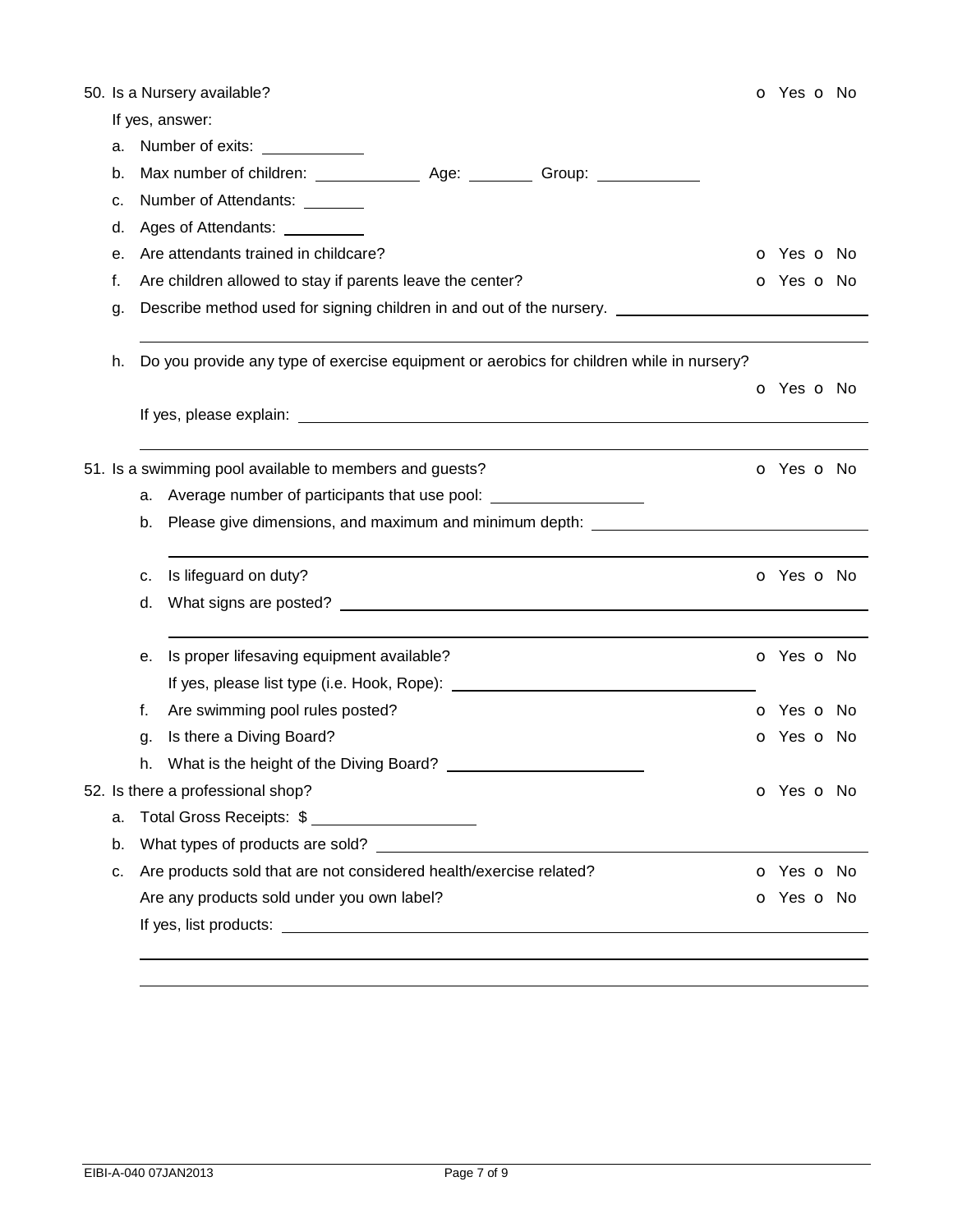50. Is a Nursery available? o Yes o No

    If yes, answer:

    a. Number of exits: ____________
    b. Max number of children: ____________ Age: ________ Group: ____________
    c. Number of Attendants: _______
    d. Ages of Attendants: __________
    e. Are attendants trained in childcare? o Yes o No
    f. Are children allowed to stay if parents leave the center? o Yes o No
    g. Describe method used for signing children in and out of the nursery. ______________________________

       ______________________________________________________________________________
    h. Do you provide any type of exercise equipment or aerobics for children while in nursery? o Yes o No

       If yes, please explain: ______________________________________________________________

       ______________________________________________________________________________

51. Is a swimming pool available to members and guests? o Yes o No

    a. Average number of participants that use pool: __________________
    b. Please give dimensions, and maximum and minimum depth: ______________________________

       ______________________________________________________________________________
    c. Is lifeguard on duty? o Yes o No
    d. What signs are posted? ______________________________________________________________

       ______________________________________________________________________________
    e. Is proper lifesaving equipment available? o Yes o No

       If yes, please list type (i.e. Hook, Rope): ______________________________________
    f. Are swimming pool rules posted? o Yes o No
    g. Is there a Diving Board? o Yes o No
    h. What is the height of the Diving Board? ______________________

52. Is there a professional shop? o Yes o No

    a. Total Gross Receipts: $ ___________________
    b. What types of products are sold? ______________________________________________________
    c. Are products sold that are not considered health/exercise related? o Yes o No

       Are any products sold under you own label? o Yes o No

       If yes, list products: ______________________________________________________________

       ______________________________________________________________________________

       ______________________________________________________________________________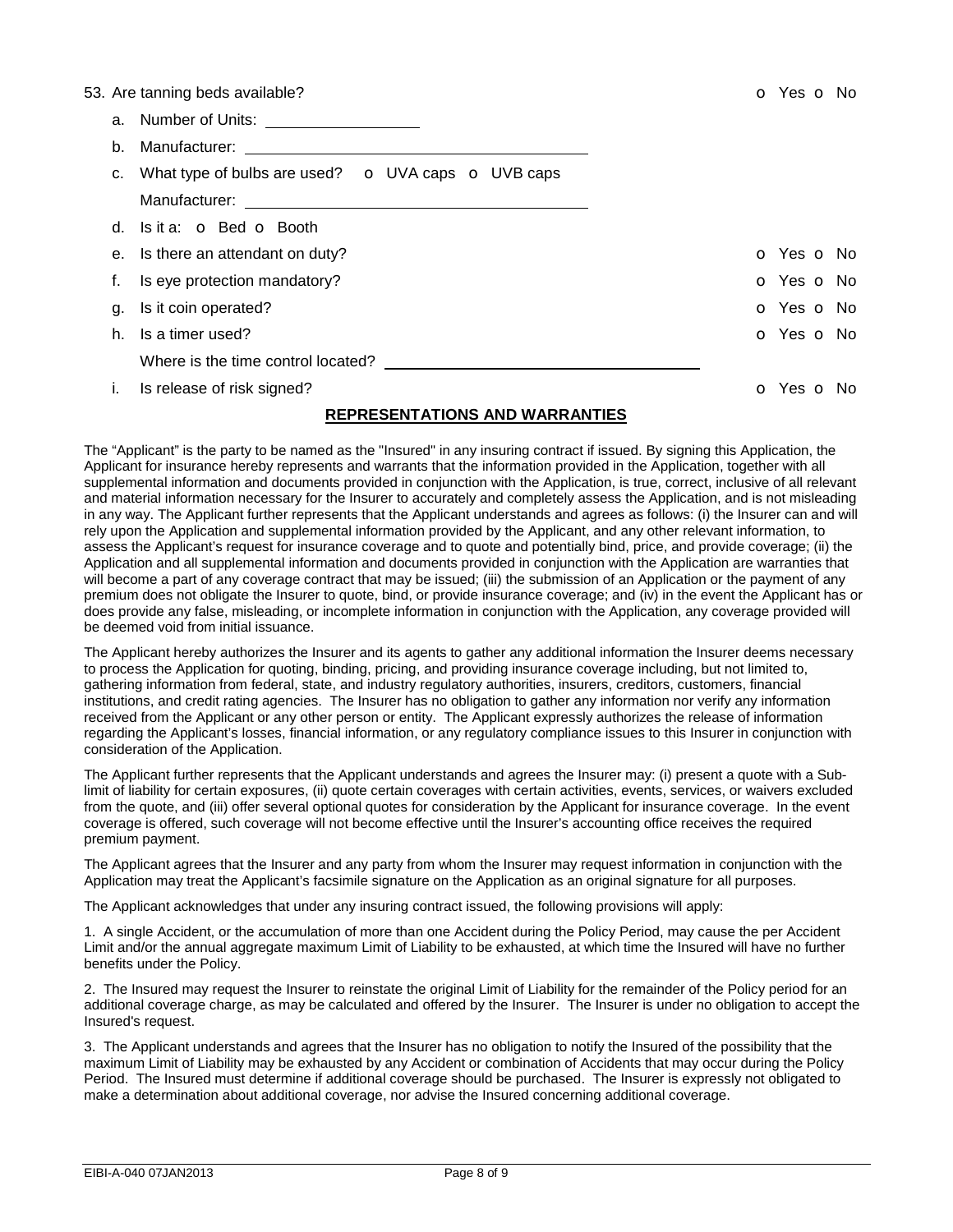53. Are tanning beds available? o Yes o No

   a. Number of Units: ________________

   b. Manufacturer: ________________________________________

   c. What type of bulbs are used? o UVA caps o UVB caps

      Manufacturer: ________________________________________

   d. Is it a: o Bed o Booth

   e. Is there an attendant on duty? o Yes o No

   f. Is eye protection mandatory? o Yes o No

   g. Is it coin operated? o Yes o No

   h. Is a timer used? o Yes o No

      Where is the time control located? ________________________________

   i. Is release of risk signed? o Yes o No

## REPRESENTATIONS AND WARRANTIES

The "Applicant" is the party to be named as the "Insured" in any insuring contract if issued. By signing this Application, the Applicant for insurance hereby represents and warrants that the information provided in the Application, together with all supplemental information and documents provided in conjunction with the Application, is true, correct, inclusive of all relevant and material information necessary for the Insurer to accurately and completely assess the Application, and is not misleading in any way. The Applicant further represents that the Applicant understands and agrees as follows: (i) the Insurer can and will rely upon the Application and supplemental information provided by the Applicant, and any other relevant information, to assess the Applicant's request for insurance coverage and to quote and potentially bind, price, and provide coverage; (ii) the Application and all supplemental information and documents provided in conjunction with the Application are warranties that will become a part of any coverage contract that may be issued; (iii) the submission of an Application or the payment of any premium does not obligate the Insurer to quote, bind, or provide insurance coverage; and (iv) in the event the Applicant has or does provide any false, misleading, or incomplete information in conjunction with the Application, any coverage provided will be deemed void from initial issuance.

The Applicant hereby authorizes the Insurer and its agents to gather any additional information the Insurer deems necessary to process the Application for quoting, binding, pricing, and providing insurance coverage including, but not limited to, gathering information from federal, state, and industry regulatory authorities, insurers, creditors, customers, financial institutions, and credit rating agencies. The Insurer has no obligation to gather any information nor verify any information received from the Applicant or any other person or entity. The Applicant expressly authorizes the release of information regarding the Applicant's losses, financial information, or any regulatory compliance issues to this Insurer in conjunction with consideration of the Application.

The Applicant further represents that the Applicant understands and agrees the Insurer may: (i) present a quote with a Sub-limit of liability for certain exposures, (ii) quote certain coverages with certain activities, events, services, or waivers excluded from the quote, and (iii) offer several optional quotes for consideration by the Applicant for insurance coverage. In the event coverage is offered, such coverage will not become effective until the Insurer's accounting office receives the required premium payment.

The Applicant agrees that the Insurer and any party from whom the Insurer may request information in conjunction with the Application may treat the Applicant's facsimile signature on the Application as an original signature for all purposes.

The Applicant acknowledges that under any insuring contract issued, the following provisions will apply:

1. A single Accident, or the accumulation of more than one Accident during the Policy Period, may cause the per Accident Limit and/or the annual aggregate maximum Limit of Liability to be exhausted, at which time the Insured will have no further benefits under the Policy.

2. The Insured may request the Insurer to reinstate the original Limit of Liability for the remainder of the Policy period for an additional coverage charge, as may be calculated and offered by the Insurer. The Insurer is under no obligation to accept the Insured's request.

3. The Applicant understands and agrees that the Insurer has no obligation to notify the Insured of the possibility that the maximum Limit of Liability may be exhausted by any Accident or combination of Accidents that may occur during the Policy Period. The Insured must determine if additional coverage should be purchased. The Insurer is expressly not obligated to make a determination about additional coverage, nor advise the Insured concerning additional coverage.

EIBI-A-040 07JAN2013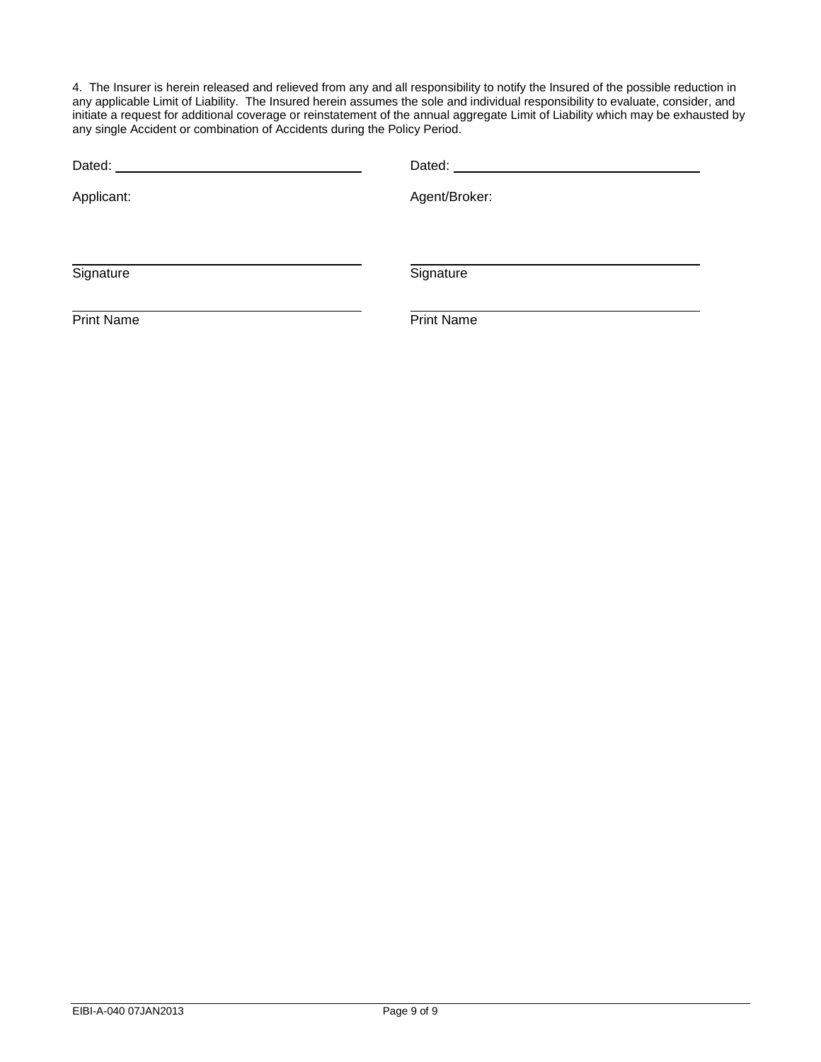4. The Insurer is herein released and relieved from any and all responsibility to notify the Insured of the possible reduction in any applicable Limit of Liability. The Insured herein assumes the sole and individual responsibility to evaluate, consider, and initiate a request for additional coverage or reinstatement of the annual aggregate Limit of Liability which may be exhausted by any single Accident or combination of Accidents during the Policy Period.

| | |
|---|---|
| Dated: ______________________________ | Dated: ______________________________ |
| Applicant: | Agent/Broker: |
| ______________________________ | ______________________________ |
| Signature | Signature |
| ______________________________ | ______________________________ |
| Print Name | Print Name |

EIBI-A-040 07JAN2013